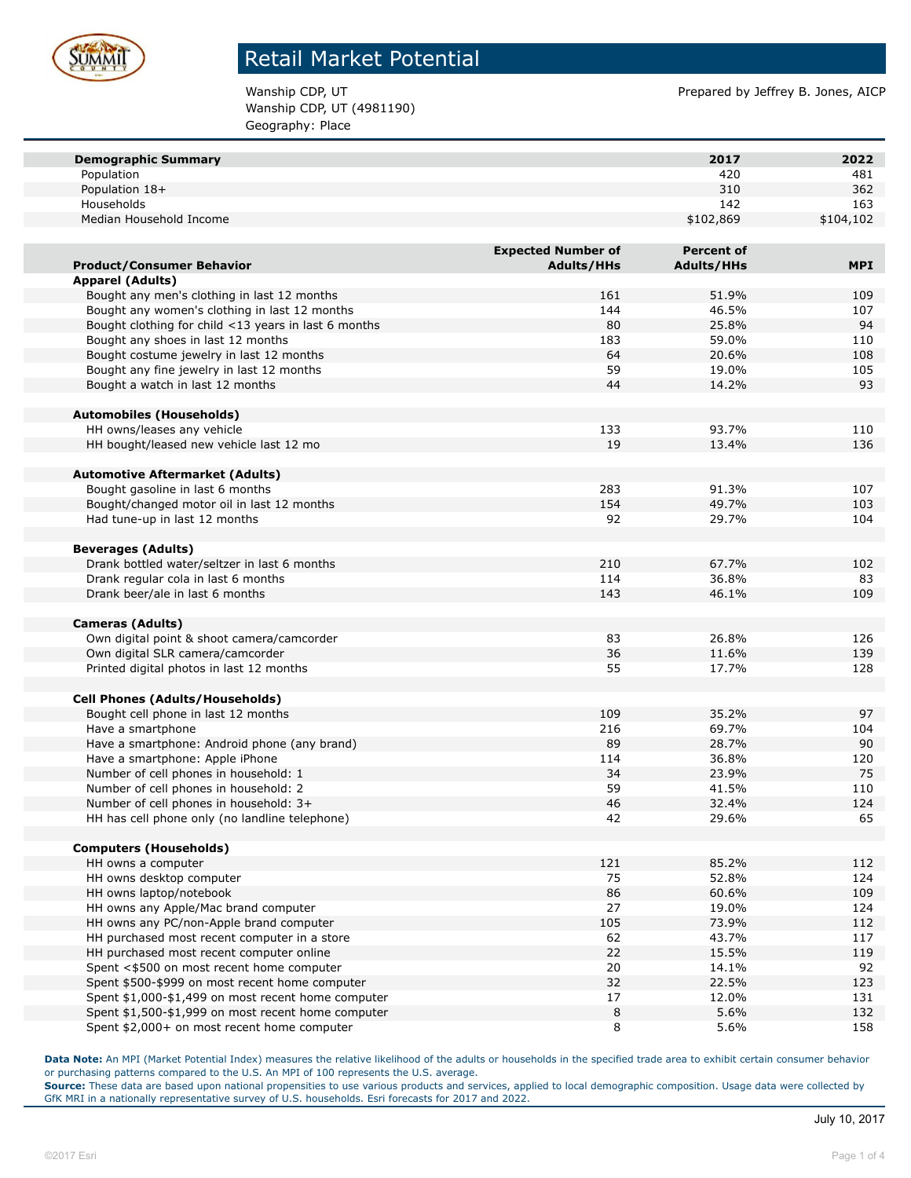# Retail Market Potential

Wanship CDP, UT
Wanship CDP, UT (4981190)
Geography: Place

Prepared by Jeffrey B. Jones, AICP

| Demographic Summary | 2017 | 2022 |
|---|---|---|
| Population | 420 | 481 |
| Population 18+ | 310 | 362 |
| Households | 142 | 163 |
| Median Household Income | $102,869 | $104,102 |

| Product/Consumer Behavior | Expected Number of Adults/HHs | Percent of Adults/HHs | MPI |
|---|---|---|---|
| **Apparel (Adults)** | | | |
| Bought any men's clothing in last 12 months | 161 | 51.9% | 109 |
| Bought any women's clothing in last 12 months | 144 | 46.5% | 107 |
| Bought clothing for child <13 years in last 6 months | 80 | 25.8% | 94 |
| Bought any shoes in last 12 months | 183 | 59.0% | 110 |
| Bought costume jewelry in last 12 months | 64 | 20.6% | 108 |
| Bought any fine jewelry in last 12 months | 59 | 19.0% | 105 |
| Bought a watch in last 12 months | 44 | 14.2% | 93 |
| **Automobiles (Households)** | | | |
| HH owns/leases any vehicle | 133 | 93.7% | 110 |
| HH bought/leased new vehicle last 12 mo | 19 | 13.4% | 136 |
| **Automotive Aftermarket (Adults)** | | | |
| Bought gasoline in last 6 months | 283 | 91.3% | 107 |
| Bought/changed motor oil in last 12 months | 154 | 49.7% | 103 |
| Had tune-up in last 12 months | 92 | 29.7% | 104 |
| **Beverages (Adults)** | | | |
| Drank bottled water/seltzer in last 6 months | 210 | 67.7% | 102 |
| Drank regular cola in last 6 months | 114 | 36.8% | 83 |
| Drank beer/ale in last 6 months | 143 | 46.1% | 109 |
| **Cameras (Adults)** | | | |
| Own digital point & shoot camera/camcorder | 83 | 26.8% | 126 |
| Own digital SLR camera/camcorder | 36 | 11.6% | 139 |
| Printed digital photos in last 12 months | 55 | 17.7% | 128 |
| **Cell Phones (Adults/Households)** | | | |
| Bought cell phone in last 12 months | 109 | 35.2% | 97 |
| Have a smartphone | 216 | 69.7% | 104 |
| Have a smartphone: Android phone (any brand) | 89 | 28.7% | 90 |
| Have a smartphone: Apple iPhone | 114 | 36.8% | 120 |
| Number of cell phones in household: 1 | 34 | 23.9% | 75 |
| Number of cell phones in household: 2 | 59 | 41.5% | 110 |
| Number of cell phones in household: 3+ | 46 | 32.4% | 124 |
| HH has cell phone only (no landline telephone) | 42 | 29.6% | 65 |
| **Computers (Households)** | | | |
| HH owns a computer | 121 | 85.2% | 112 |
| HH owns desktop computer | 75 | 52.8% | 124 |
| HH owns laptop/notebook | 86 | 60.6% | 109 |
| HH owns any Apple/Mac brand computer | 27 | 19.0% | 124 |
| HH owns any PC/non-Apple brand computer | 105 | 73.9% | 112 |
| HH purchased most recent computer in a store | 62 | 43.7% | 117 |
| HH purchased most recent computer online | 22 | 15.5% | 119 |
| Spent <$500 on most recent home computer | 20 | 14.1% | 92 |
| Spent $500-$999 on most recent home computer | 32 | 22.5% | 123 |
| Spent $1,000-$1,499 on most recent home computer | 17 | 12.0% | 131 |
| Spent $1,500-$1,999 on most recent home computer | 8 | 5.6% | 132 |
| Spent $2,000+ on most recent home computer | 8 | 5.6% | 158 |

**Data Note:** An MPI (Market Potential Index) measures the relative likelihood of the adults or households in the specified trade area to exhibit certain consumer behavior or purchasing patterns compared to the U.S. An MPI of 100 represents the U.S. average.
**Source:** These data are based upon national propensities to use various products and services, applied to local demographic composition. Usage data were collected by GfK MRI in a nationally representative survey of U.S. households. Esri forecasts for 2017 and 2022.

July 10, 2017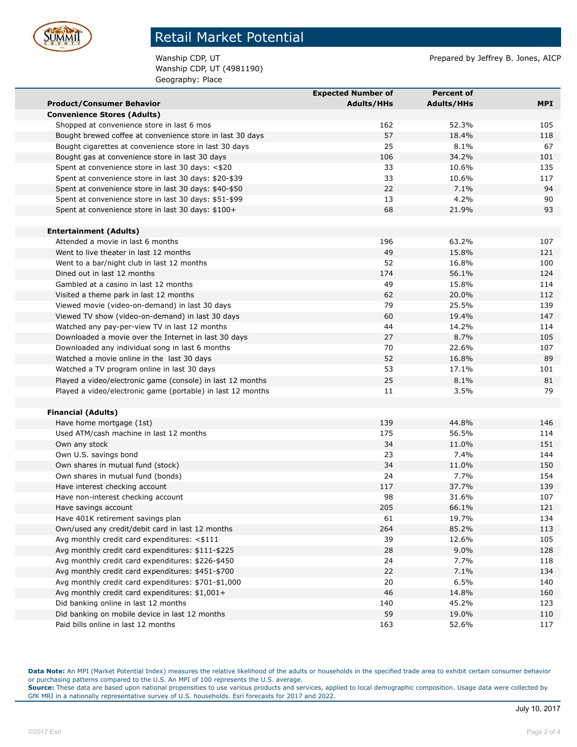# Retail Market Potential

Wanship CDP, UT
Wanship CDP, UT (4981190)
Geography: Place

Prepared by Jeffrey B. Jones, AICP

| Product/Consumer Behavior | Expected Number of Adults/HHs | Percent of Adults/HHs | MPI |
|---|---|---|---|
| **Convenience Stores (Adults)** | | | |
| Shopped at convenience store in last 6 mos | 162 | 52.3% | 105 |
| Bought brewed coffee at convenience store in last 30 days | 57 | 18.4% | 118 |
| Bought cigarettes at convenience store in last 30 days | 25 | 8.1% | 67 |
| Bought gas at convenience store in last 30 days | 106 | 34.2% | 101 |
| Spent at convenience store in last 30 days: <$20 | 33 | 10.6% | 135 |
| Spent at convenience store in last 30 days: $20-$39 | 33 | 10.6% | 117 |
| Spent at convenience store in last 30 days: $40-$50 | 22 | 7.1% | 94 |
| Spent at convenience store in last 30 days: $51-$99 | 13 | 4.2% | 90 |
| Spent at convenience store in last 30 days: $100+ | 68 | 21.9% | 93 |
| | | | |
| **Entertainment (Adults)** | | | |
| Attended a movie in last 6 months | 196 | 63.2% | 107 |
| Went to live theater in last 12 months | 49 | 15.8% | 121 |
| Went to a bar/night club in last 12 months | 52 | 16.8% | 100 |
| Dined out in last 12 months | 174 | 56.1% | 124 |
| Gambled at a casino in last 12 months | 49 | 15.8% | 114 |
| Visited a theme park in last 12 months | 62 | 20.0% | 112 |
| Viewed movie (video-on-demand) in last 30 days | 79 | 25.5% | 139 |
| Viewed TV show (video-on-demand) in last 30 days | 60 | 19.4% | 147 |
| Watched any pay-per-view TV in last 12 months | 44 | 14.2% | 114 |
| Downloaded a movie over the Internet in last 30 days | 27 | 8.7% | 105 |
| Downloaded any individual song in last 6 months | 70 | 22.6% | 107 |
| Watched a movie online in the last 30 days | 52 | 16.8% | 89 |
| Watched a TV program online in last 30 days | 53 | 17.1% | 101 |
| Played a video/electronic game (console) in last 12 months | 25 | 8.1% | 81 |
| Played a video/electronic game (portable) in last 12 months | 11 | 3.5% | 79 |
| | | | |
| **Financial (Adults)** | | | |
| Have home mortgage (1st) | 139 | 44.8% | 146 |
| Used ATM/cash machine in last 12 months | 175 | 56.5% | 114 |
| Own any stock | 34 | 11.0% | 151 |
| Own U.S. savings bond | 23 | 7.4% | 144 |
| Own shares in mutual fund (stock) | 34 | 11.0% | 150 |
| Own shares in mutual fund (bonds) | 24 | 7.7% | 154 |
| Have interest checking account | 117 | 37.7% | 139 |
| Have non-interest checking account | 98 | 31.6% | 107 |
| Have savings account | 205 | 66.1% | 121 |
| Have 401K retirement savings plan | 61 | 19.7% | 134 |
| Own/used any credit/debit card in last 12 months | 264 | 85.2% | 113 |
| Avg monthly credit card expenditures: <$111 | 39 | 12.6% | 105 |
| Avg monthly credit card expenditures: $111-$225 | 28 | 9.0% | 128 |
| Avg monthly credit card expenditures: $226-$450 | 24 | 7.7% | 118 |
| Avg monthly credit card expenditures: $451-$700 | 22 | 7.1% | 134 |
| Avg monthly credit card expenditures: $701-$1,000 | 20 | 6.5% | 140 |
| Avg monthly credit card expenditures: $1,001+ | 46 | 14.8% | 160 |
| Did banking online in last 12 months | 140 | 45.2% | 123 |
| Did banking on mobile device in last 12 months | 59 | 19.0% | 110 |
| Paid bills online in last 12 months | 163 | 52.6% | 117 |

**Data Note:** An MPI (Market Potential Index) measures the relative likelihood of the adults or households in the specified trade area to exhibit certain consumer behavior or purchasing patterns compared to the U.S. An MPI of 100 represents the U.S. average.
**Source:** These data are based upon national propensities to use various products and services, applied to local demographic composition. Usage data were collected by GfK MRI in a nationally representative survey of U.S. households. Esri forecasts for 2017 and 2022.

July 10, 2017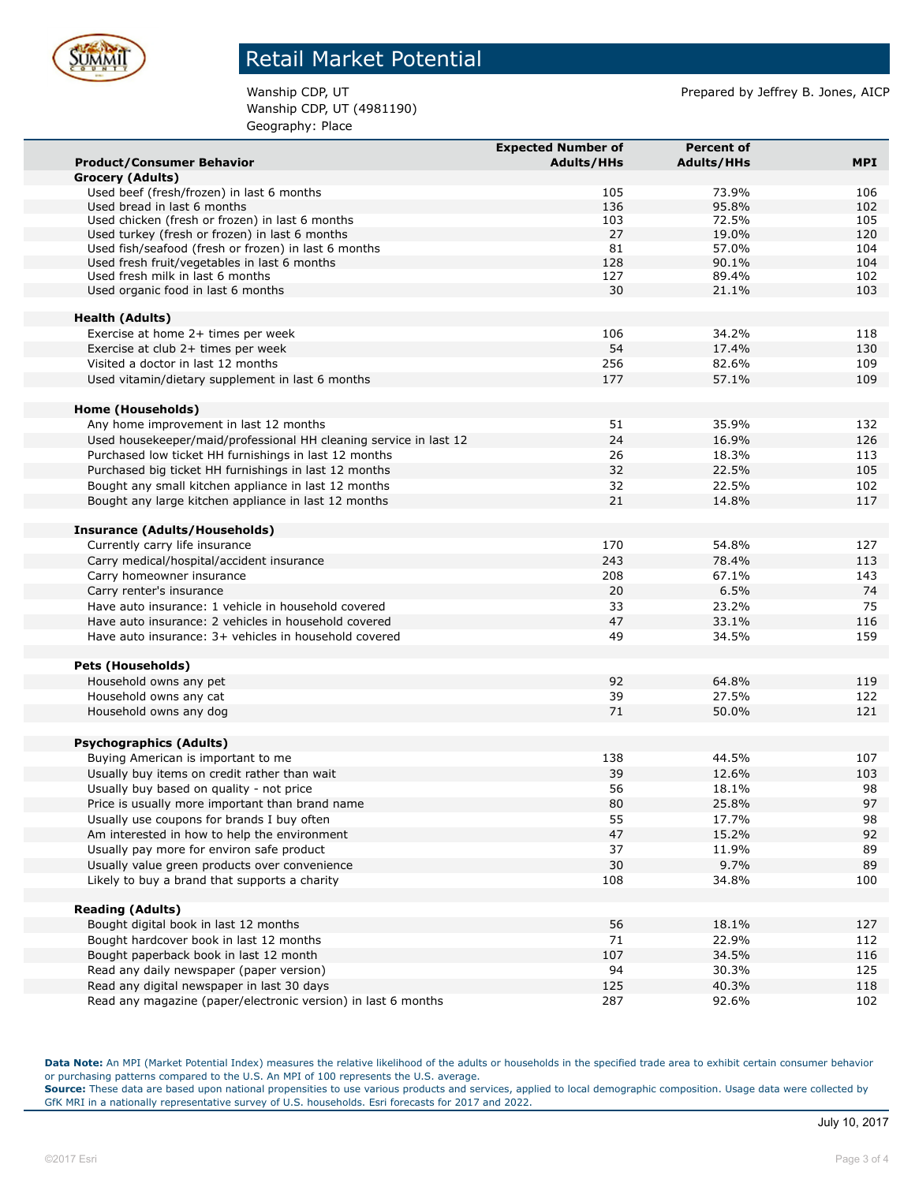# Retail Market Potential

Wanship CDP, UT
Wanship CDP, UT (4981190)
Geography: Place

Prepared by Jeffrey B. Jones, AICP

| Product/Consumer Behavior | Expected Number of Adults/HHs | Percent of Adults/HHs | MPI |
|---|---|---|---|
| **Grocery (Adults)** | | | |
| Used beef (fresh/frozen) in last 6 months | 105 | 73.9% | 106 |
| Used bread in last 6 months | 136 | 95.8% | 102 |
| Used chicken (fresh or frozen) in last 6 months | 103 | 72.5% | 105 |
| Used turkey (fresh or frozen) in last 6 months | 27 | 19.0% | 120 |
| Used fish/seafood (fresh or frozen) in last 6 months | 81 | 57.0% | 104 |
| Used fresh fruit/vegetables in last 6 months | 128 | 90.1% | 104 |
| Used fresh milk in last 6 months | 127 | 89.4% | 102 |
| Used organic food in last 6 months | 30 | 21.1% | 103 |
| | | | |
| **Health (Adults)** | | | |
| Exercise at home 2+ times per week | 106 | 34.2% | 118 |
| Exercise at club 2+ times per week | 54 | 17.4% | 130 |
| Visited a doctor in last 12 months | 256 | 82.6% | 109 |
| Used vitamin/dietary supplement in last 6 months | 177 | 57.1% | 109 |
| | | | |
| **Home (Households)** | | | |
| Any home improvement in last 12 months | 51 | 35.9% | 132 |
| Used housekeeper/maid/professional HH cleaning service in last 12 | 24 | 16.9% | 126 |
| Purchased low ticket HH furnishings in last 12 months | 26 | 18.3% | 113 |
| Purchased big ticket HH furnishings in last 12 months | 32 | 22.5% | 105 |
| Bought any small kitchen appliance in last 12 months | 32 | 22.5% | 102 |
| Bought any large kitchen appliance in last 12 months | 21 | 14.8% | 117 |
| | | | |
| **Insurance (Adults/Households)** | | | |
| Currently carry life insurance | 170 | 54.8% | 127 |
| Carry medical/hospital/accident insurance | 243 | 78.4% | 113 |
| Carry homeowner insurance | 208 | 67.1% | 143 |
| Carry renter's insurance | 20 | 6.5% | 74 |
| Have auto insurance: 1 vehicle in household covered | 33 | 23.2% | 75 |
| Have auto insurance: 2 vehicles in household covered | 47 | 33.1% | 116 |
| Have auto insurance: 3+ vehicles in household covered | 49 | 34.5% | 159 |
| | | | |
| **Pets (Households)** | | | |
| Household owns any pet | 92 | 64.8% | 119 |
| Household owns any cat | 39 | 27.5% | 122 |
| Household owns any dog | 71 | 50.0% | 121 |
| | | | |
| **Psychographics (Adults)** | | | |
| Buying American is important to me | 138 | 44.5% | 107 |
| Usually buy items on credit rather than wait | 39 | 12.6% | 103 |
| Usually buy based on quality - not price | 56 | 18.1% | 98 |
| Price is usually more important than brand name | 80 | 25.8% | 97 |
| Usually use coupons for brands I buy often | 55 | 17.7% | 98 |
| Am interested in how to help the environment | 47 | 15.2% | 92 |
| Usually pay more for environ safe product | 37 | 11.9% | 89 |
| Usually value green products over convenience | 30 | 9.7% | 89 |
| Likely to buy a brand that supports a charity | 108 | 34.8% | 100 |
| | | | |
| **Reading (Adults)** | | | |
| Bought digital book in last 12 months | 56 | 18.1% | 127 |
| Bought hardcover book in last 12 months | 71 | 22.9% | 112 |
| Bought paperback book in last 12 month | 107 | 34.5% | 116 |
| Read any daily newspaper (paper version) | 94 | 30.3% | 125 |
| Read any digital newspaper in last 30 days | 125 | 40.3% | 118 |
| Read any magazine (paper/electronic version) in last 6 months | 287 | 92.6% | 102 |

**Data Note:** An MPI (Market Potential Index) measures the relative likelihood of the adults or households in the specified trade area to exhibit certain consumer behavior or purchasing patterns compared to the U.S. An MPI of 100 represents the U.S. average.
**Source:** These data are based upon national propensities to use various products and services, applied to local demographic composition. Usage data were collected by GfK MRI in a nationally representative survey of U.S. households. Esri forecasts for 2017 and 2022.

July 10, 2017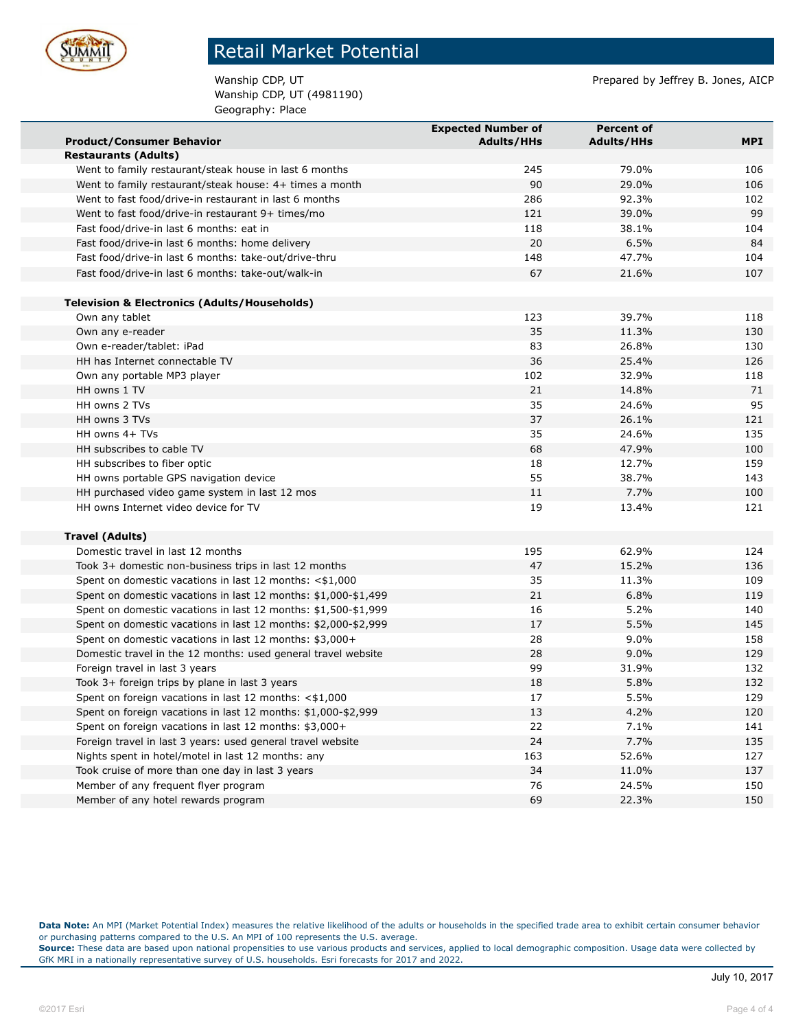# Retail Market Potential

Wanship CDP, UT
Wanship CDP, UT (4981190)
Geography: Place

Prepared by Jeffrey B. Jones, AICP

| Product/Consumer Behavior | Expected Number of Adults/HHs | Percent of Adults/HHs | MPI |
|---|---|---|---|
| **Restaurants (Adults)** | | | |
| Went to family restaurant/steak house in last 6 months | 245 | 79.0% | 106 |
| Went to family restaurant/steak house: 4+ times a month | 90 | 29.0% | 106 |
| Went to fast food/drive-in restaurant in last 6 months | 286 | 92.3% | 102 |
| Went to fast food/drive-in restaurant 9+ times/mo | 121 | 39.0% | 99 |
| Fast food/drive-in last 6 months: eat in | 118 | 38.1% | 104 |
| Fast food/drive-in last 6 months: home delivery | 20 | 6.5% | 84 |
| Fast food/drive-in last 6 months: take-out/drive-thru | 148 | 47.7% | 104 |
| Fast food/drive-in last 6 months: take-out/walk-in | 67 | 21.6% | 107 |
| | | | |
| **Television & Electronics (Adults/Households)** | | | |
| Own any tablet | 123 | 39.7% | 118 |
| Own any e-reader | 35 | 11.3% | 130 |
| Own e-reader/tablet: iPad | 83 | 26.8% | 130 |
| HH has Internet connectable TV | 36 | 25.4% | 126 |
| Own any portable MP3 player | 102 | 32.9% | 118 |
| HH owns 1 TV | 21 | 14.8% | 71 |
| HH owns 2 TVs | 35 | 24.6% | 95 |
| HH owns 3 TVs | 37 | 26.1% | 121 |
| HH owns 4+ TVs | 35 | 24.6% | 135 |
| HH subscribes to cable TV | 68 | 47.9% | 100 |
| HH subscribes to fiber optic | 18 | 12.7% | 159 |
| HH owns portable GPS navigation device | 55 | 38.7% | 143 |
| HH purchased video game system in last 12 mos | 11 | 7.7% | 100 |
| HH owns Internet video device for TV | 19 | 13.4% | 121 |
| | | | |
| **Travel (Adults)** | | | |
| Domestic travel in last 12 months | 195 | 62.9% | 124 |
| Took 3+ domestic non-business trips in last 12 months | 47 | 15.2% | 136 |
| Spent on domestic vacations in last 12 months: <$1,000 | 35 | 11.3% | 109 |
| Spent on domestic vacations in last 12 months: $1,000-$1,499 | 21 | 6.8% | 119 |
| Spent on domestic vacations in last 12 months: $1,500-$1,999 | 16 | 5.2% | 140 |
| Spent on domestic vacations in last 12 months: $2,000-$2,999 | 17 | 5.5% | 145 |
| Spent on domestic vacations in last 12 months: $3,000+ | 28 | 9.0% | 158 |
| Domestic travel in the 12 months: used general travel website | 28 | 9.0% | 129 |
| Foreign travel in last 3 years | 99 | 31.9% | 132 |
| Took 3+ foreign trips by plane in last 3 years | 18 | 5.8% | 132 |
| Spent on foreign vacations in last 12 months: <$1,000 | 17 | 5.5% | 129 |
| Spent on foreign vacations in last 12 months: $1,000-$2,999 | 13 | 4.2% | 120 |
| Spent on foreign vacations in last 12 months: $3,000+ | 22 | 7.1% | 141 |
| Foreign travel in last 3 years: used general travel website | 24 | 7.7% | 135 |
| Nights spent in hotel/motel in last 12 months: any | 163 | 52.6% | 127 |
| Took cruise of more than one day in last 3 years | 34 | 11.0% | 137 |
| Member of any frequent flyer program | 76 | 24.5% | 150 |
| Member of any hotel rewards program | 69 | 22.3% | 150 |

**Data Note:** An MPI (Market Potential Index) measures the relative likelihood of the adults or households in the specified trade area to exhibit certain consumer behavior or purchasing patterns compared to the U.S. An MPI of 100 represents the U.S. average.
**Source:** These data are based upon national propensities to use various products and services, applied to local demographic composition. Usage data were collected by GfK MRI in a nationally representative survey of U.S. households. Esri forecasts for 2017 and 2022.

July 10, 2017